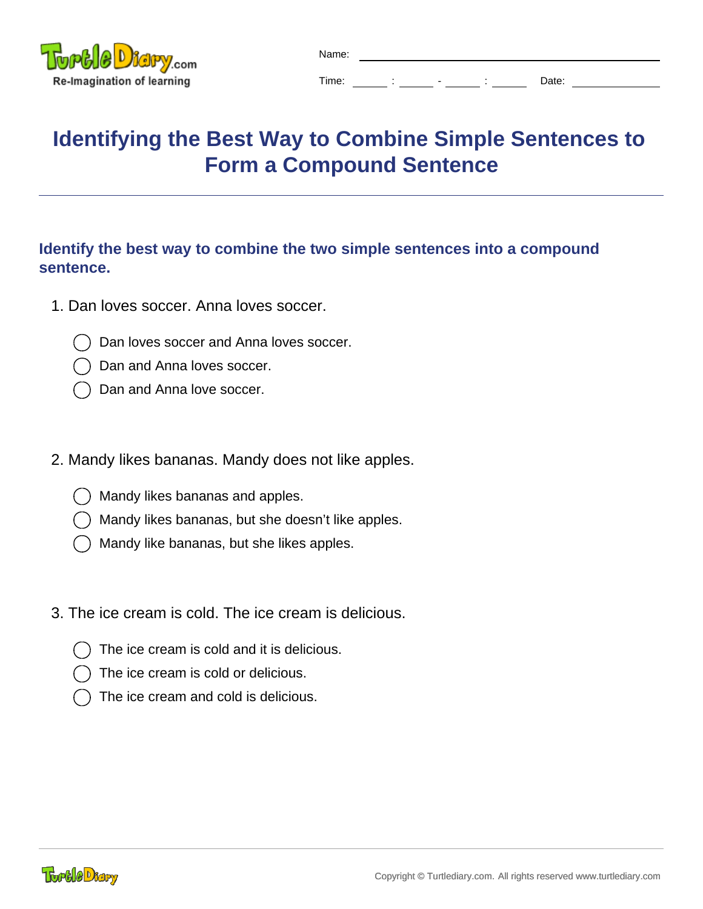Name: ______________________________

Time: _____ : _____ - _____ : _____ Date: ____________

# Identifying the Best Way to Combine Simple Sentences to Form a Compound Sentence

## Identify the best way to combine the two simple sentences into a compound sentence.

1. Dan loves soccer. Anna loves soccer.

   - ◯ Dan loves soccer and Anna loves soccer.
   - ◯ Dan and Anna loves soccer.
   - ◯ Dan and Anna love soccer.

2. Mandy likes bananas. Mandy does not like apples.

   - ◯ Mandy likes bananas and apples.
   - ◯ Mandy likes bananas, but she doesn't like apples.
   - ◯ Mandy like bananas, but she likes apples.

3. The ice cream is cold. The ice cream is delicious.

   - ◯ The ice cream is cold and it is delicious.
   - ◯ The ice cream is cold or delicious.
   - ◯ The ice cream and cold is delicious.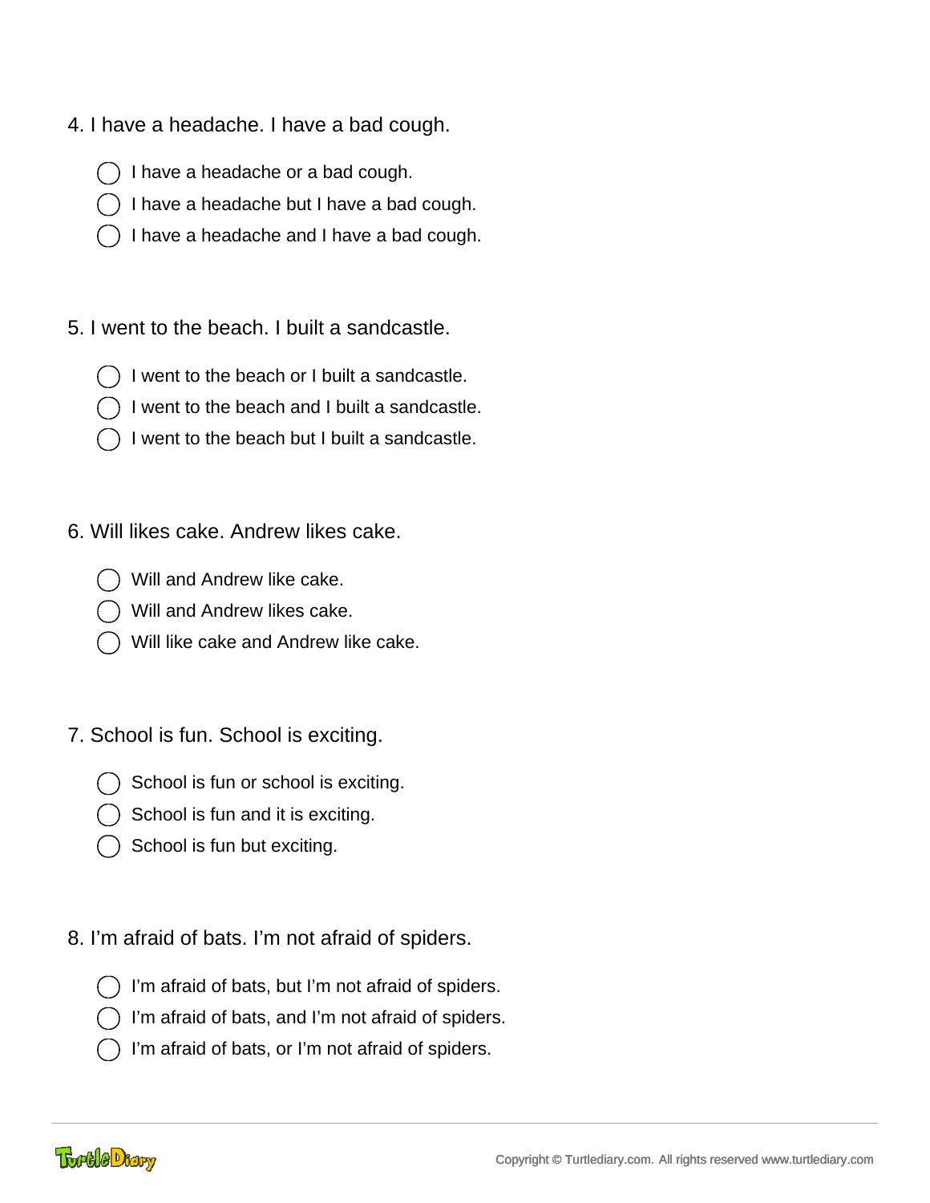4. I have a headache. I have a bad cough.

- ◯ I have a headache or a bad cough.
- ◯ I have a headache but I have a bad cough.
- ◯ I have a headache and I have a bad cough.

5. I went to the beach. I built a sandcastle.

- ◯ I went to the beach or I built a sandcastle.
- ◯ I went to the beach and I built a sandcastle.
- ◯ I went to the beach but I built a sandcastle.

6. Will likes cake. Andrew likes cake.

- ◯ Will and Andrew like cake.
- ◯ Will and Andrew likes cake.
- ◯ Will like cake and Andrew like cake.

7. School is fun. School is exciting.

- ◯ School is fun or school is exciting.
- ◯ School is fun and it is exciting.
- ◯ School is fun but exciting.

8. I'm afraid of bats. I'm not afraid of spiders.

- ◯ I'm afraid of bats, but I'm not afraid of spiders.
- ◯ I'm afraid of bats, and I'm not afraid of spiders.
- ◯ I'm afraid of bats, or I'm not afraid of spiders.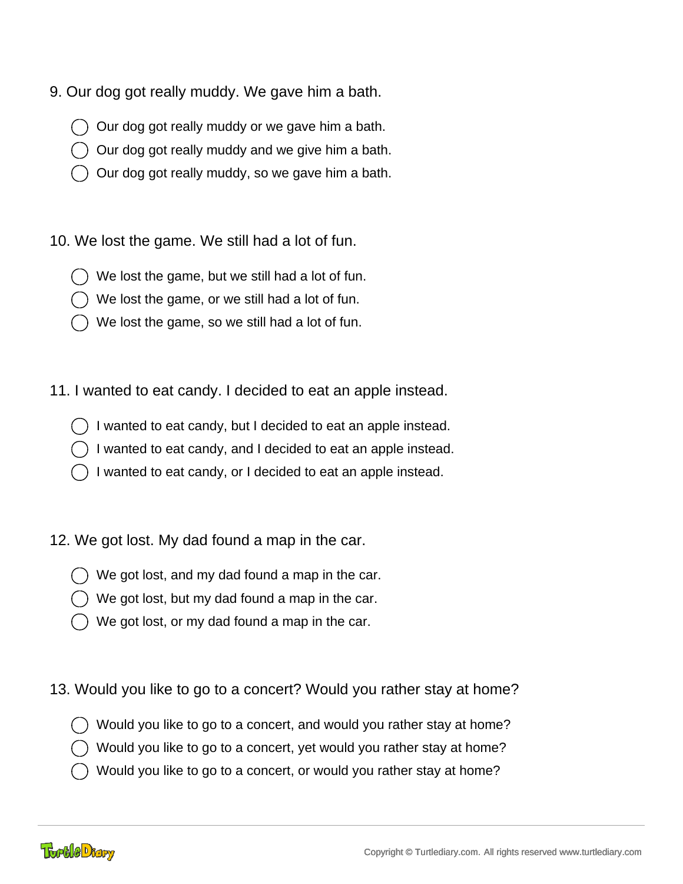9. Our dog got really muddy. We gave him a bath.

- ◯ Our dog got really muddy or we gave him a bath.
- ◯ Our dog got really muddy and we give him a bath.
- ◯ Our dog got really muddy, so we gave him a bath.

10. We lost the game. We still had a lot of fun.

- ◯ We lost the game, but we still had a lot of fun.
- ◯ We lost the game, or we still had a lot of fun.
- ◯ We lost the game, so we still had a lot of fun.

11. I wanted to eat candy. I decided to eat an apple instead.

- ◯ I wanted to eat candy, but I decided to eat an apple instead.
- ◯ I wanted to eat candy, and I decided to eat an apple instead.
- ◯ I wanted to eat candy, or I decided to eat an apple instead.

12. We got lost. My dad found a map in the car.

- ◯ We got lost, and my dad found a map in the car.
- ◯ We got lost, but my dad found a map in the car.
- ◯ We got lost, or my dad found a map in the car.

13. Would you like to go to a concert? Would you rather stay at home?

- ◯ Would you like to go to a concert, and would you rather stay at home?
- ◯ Would you like to go to a concert, yet would you rather stay at home?
- ◯ Would you like to go to a concert, or would you rather stay at home?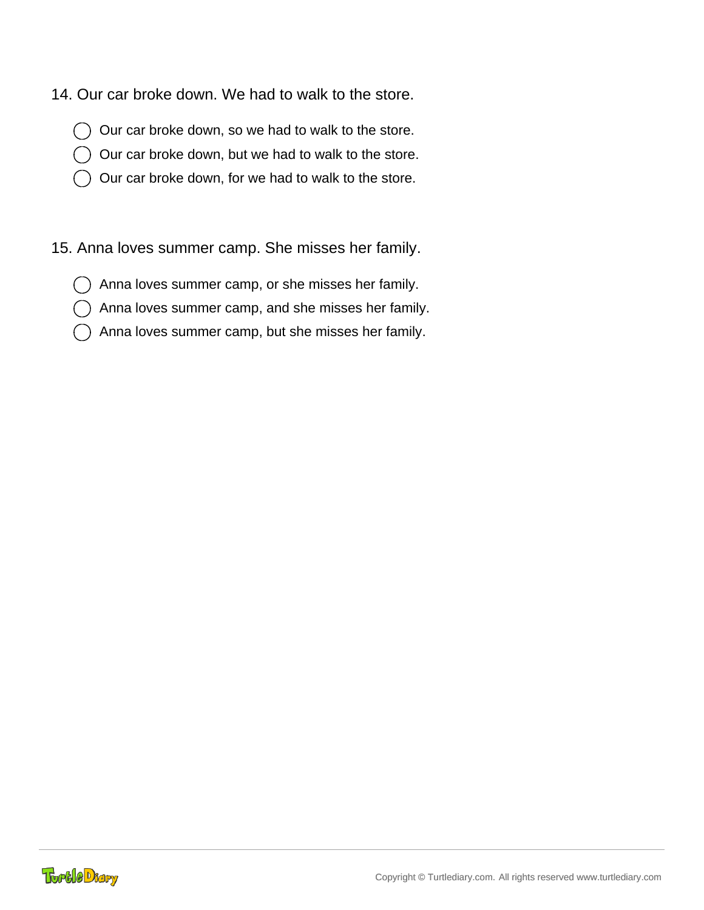14. Our car broke down. We had to walk to the store.

- ◯ Our car broke down, so we had to walk to the store.
- ◯ Our car broke down, but we had to walk to the store.
- ◯ Our car broke down, for we had to walk to the store.

15. Anna loves summer camp. She misses her family.

- ◯ Anna loves summer camp, or she misses her family.
- ◯ Anna loves summer camp, and she misses her family.
- ◯ Anna loves summer camp, but she misses her family.